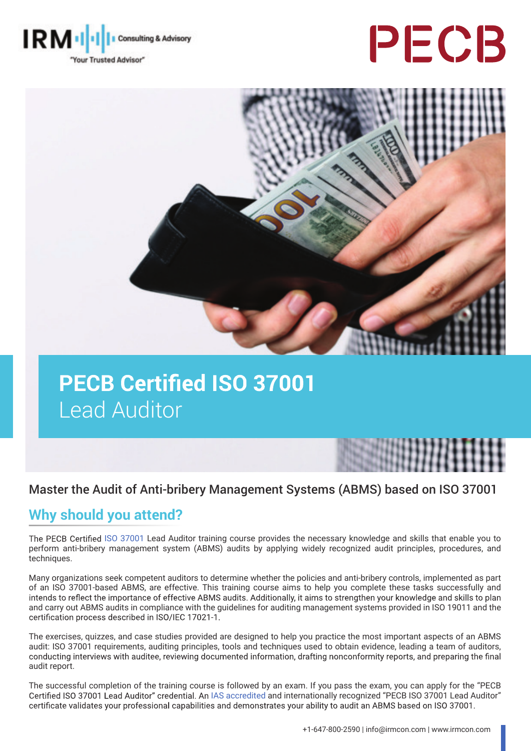# PECB Certified ISO 37001 Lead Auditor

Master the Audit of Anti-bribery Management Systems (ABMS) based on ISO 37001

## Why should you attend?

The PECB Certified ISO 37001 Lead Auditor training course provides the necessary knowledge and skills that enable you to perform anti-bribery management system (ABMS) audits by applying widely recognized audit principles, procedures, and techniques.

Many organizations seek competent auditors to determine whether the policies and anti-bribery controls, implemented as part of an ISO 37001-based ABMS, are effective. This training course aims to help you complete these tasks successfully and intends to reflect the importance of effective ABMS audits. Additionally, it aims to strengthen your knowledge and skills to plan and carry out ABMS audits in compliance with the guidelines for auditing management systems provided in ISO 19011 and the certification process described in ISO/IEC 17021-1.

The exercises, quizzes, and case studies provided are designed to help you practice the most important aspects of an ABMS audit: ISO 37001 requirements, auditing principles, tools and techniques used to obtain evidence, leading a team of auditors, conducting interviews with auditee, reviewing documented information, drafting nonconformity reports, and preparing the final audit report.

The successful completion of the training course is followed by an exam. If you pass the exam, you can apply for the "PECB Certified ISO 37001 Lead Auditor" credential. An IAS accredited and internationally recognized "PECB ISO 37001 Lead Auditor" certificate validates your professional capabilities and demonstrates your ability to audit an ABMS based on ISO 37001.

+1-647-800-2590 | info@irmcon.com | www.irmcon.com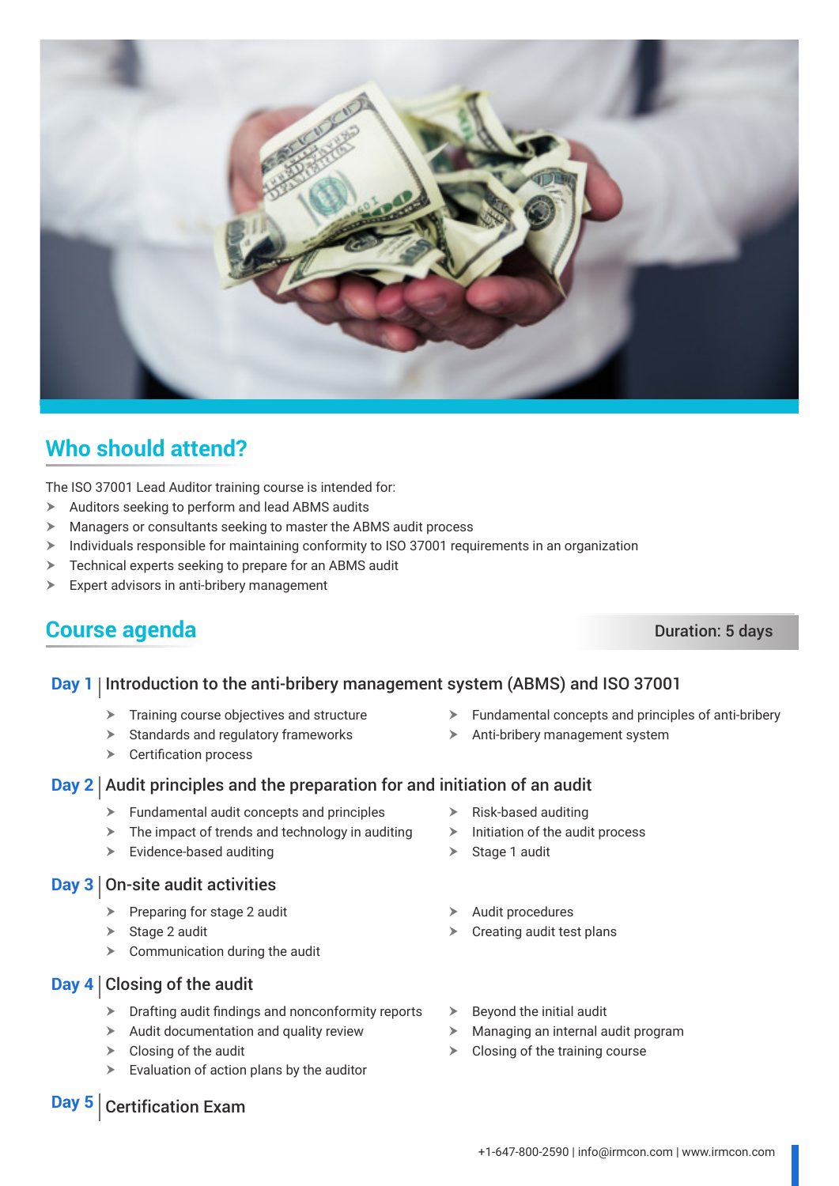## Who should attend?

The ISO 37001 Lead Auditor training course is intended for:

- Auditors seeking to perform and lead ABMS audits
- Managers or consultants seeking to master the ABMS audit process
- Individuals responsible for maintaining conformity to ISO 37001 requirements in an organization
- Technical experts seeking to prepare for an ABMS audit
- Expert advisors in anti-bribery management

## Course agenda

**Duration: 5 days**

### Day 1 | Introduction to the anti-bribery management system (ABMS) and ISO 37001

- Training course objectives and structure
- Standards and regulatory frameworks
- Certification process
- Fundamental concepts and principles of anti-bribery
- Anti-bribery management system

### Day 2 | Audit principles and the preparation for and initiation of an audit

- Fundamental audit concepts and principles
- The impact of trends and technology in auditing
- Evidence-based auditing
- Risk-based auditing
- Initiation of the audit process
- Stage 1 audit

### Day 3 | On-site audit activities

- Preparing for stage 2 audit
- Stage 2 audit
- Communication during the audit
- Audit procedures
- Creating audit test plans

### Day 4 | Closing of the audit

- Drafting audit findings and nonconformity reports
- Audit documentation and quality review
- Closing of the audit
- Evaluation of action plans by the auditor
- Beyond the initial audit
- Managing an internal audit program
- Closing of the training course

### Day 5 | Certification Exam

+1-647-800-2590 | info@irmcon.com | www.irmcon.com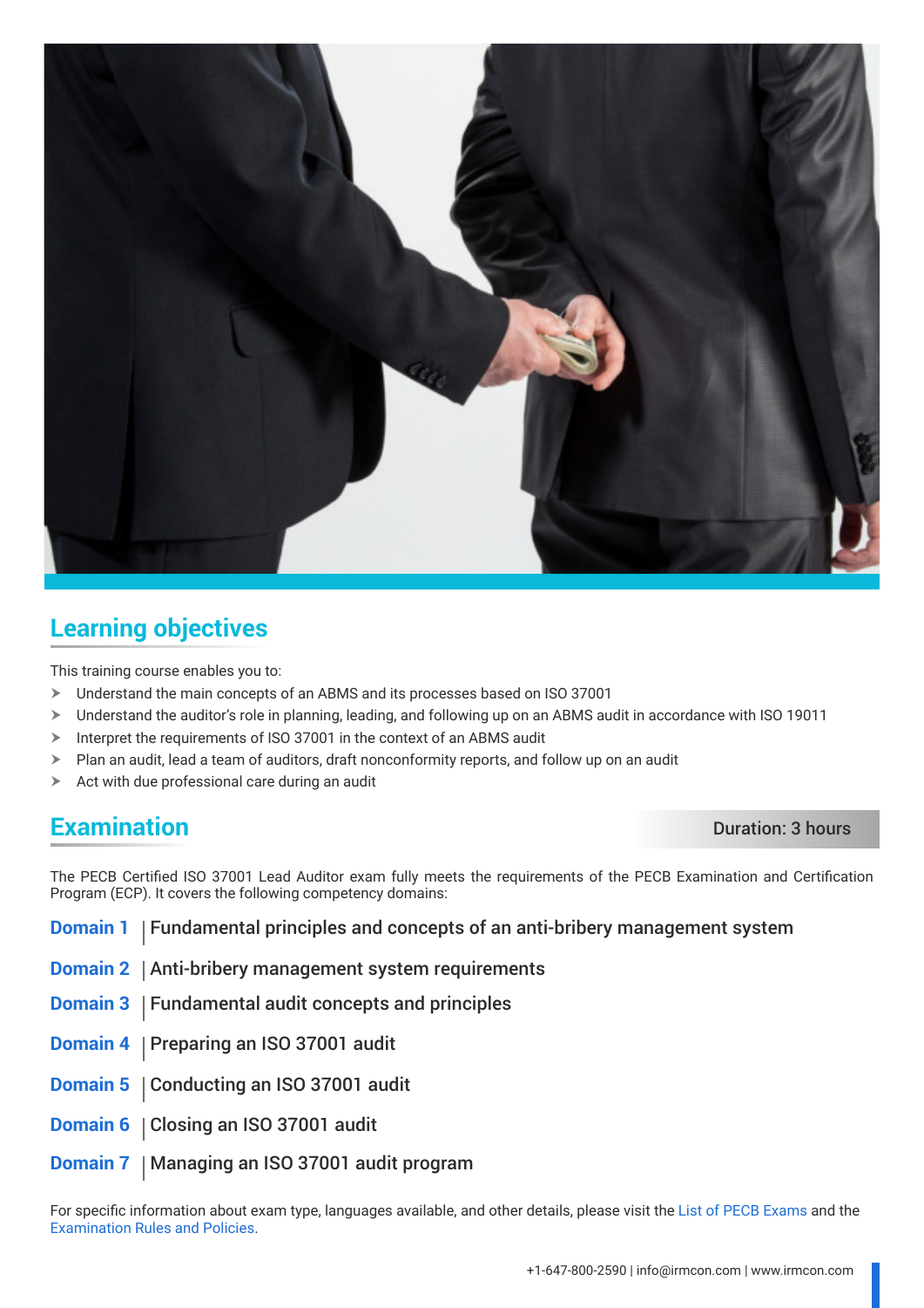## Learning objectives

This training course enables you to:

- Understand the main concepts of an ABMS and its processes based on ISO 37001
- Understand the auditor's role in planning, leading, and following up on an ABMS audit in accordance with ISO 19011
- Interpret the requirements of ISO 37001 in the context of an ABMS audit
- Plan an audit, lead a team of auditors, draft nonconformity reports, and follow up on an audit
- Act with due professional care during an audit

## Examination

Duration: 3 hours

The PECB Certified ISO 37001 Lead Auditor exam fully meets the requirements of the PECB Examination and Certification Program (ECP). It covers the following competency domains:

**Domain 1** | Fundamental principles and concepts of an anti-bribery management system

**Domain 2** | Anti-bribery management system requirements

**Domain 3** | Fundamental audit concepts and principles

**Domain 4** | Preparing an ISO 37001 audit

**Domain 5** | Conducting an ISO 37001 audit

**Domain 6** | Closing an ISO 37001 audit

**Domain 7** | Managing an ISO 37001 audit program

For specific information about exam type, languages available, and other details, please visit the List of PECB Exams and the Examination Rules and Policies.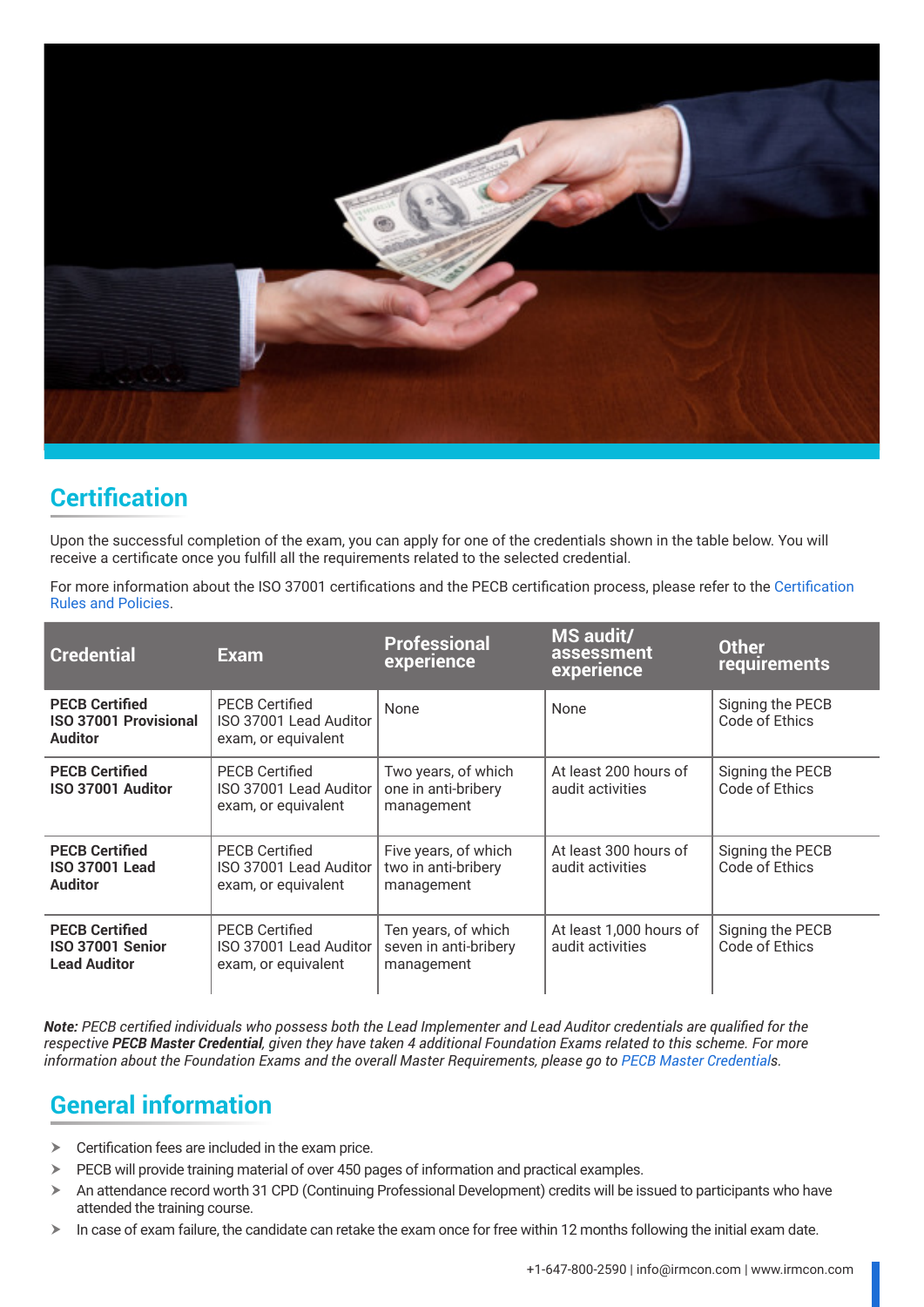## Certification

Upon the successful completion of the exam, you can apply for one of the credentials shown in the table below. You will receive a certificate once you fulfill all the requirements related to the selected credential.

For more information about the ISO 37001 certifications and the PECB certification process, please refer to the Certification Rules and Policies.

| Credential | Exam | Professional experience | MS audit/ assessment experience | Other requirements |
|---|---|---|---|---|
| **PECB Certified ISO 37001 Provisional Auditor** | PECB Certified ISO 37001 Lead Auditor exam, or equivalent | None | None | Signing the PECB Code of Ethics |
| **PECB Certified ISO 37001 Auditor** | PECB Certified ISO 37001 Lead Auditor exam, or equivalent | Two years, of which one in anti-bribery management | At least 200 hours of audit activities | Signing the PECB Code of Ethics |
| **PECB Certified ISO 37001 Lead Auditor** | PECB Certified ISO 37001 Lead Auditor exam, or equivalent | Five years, of which two in anti-bribery management | At least 300 hours of audit activities | Signing the PECB Code of Ethics |
| **PECB Certified ISO 37001 Senior Lead Auditor** | PECB Certified ISO 37001 Lead Auditor exam, or equivalent | Ten years, of which seven in anti-bribery management | At least 1,000 hours of audit activities | Signing the PECB Code of Ethics |

***Note:** PECB certified individuals who possess both the Lead Implementer and Lead Auditor credentials are qualified for the respective **PECB Master Credential**, given they have taken 4 additional Foundation Exams related to this scheme. For more information about the Foundation Exams and the overall Master Requirements, please go to PECB Master Credentials.*

## General information

- Certification fees are included in the exam price.
- PECB will provide training material of over 450 pages of information and practical examples.
- An attendance record worth 31 CPD (Continuing Professional Development) credits will be issued to participants who have attended the training course.
- In case of exam failure, the candidate can retake the exam once for free within 12 months following the initial exam date.

+1-647-800-2590 | info@irmcon.com | www.irmcon.com